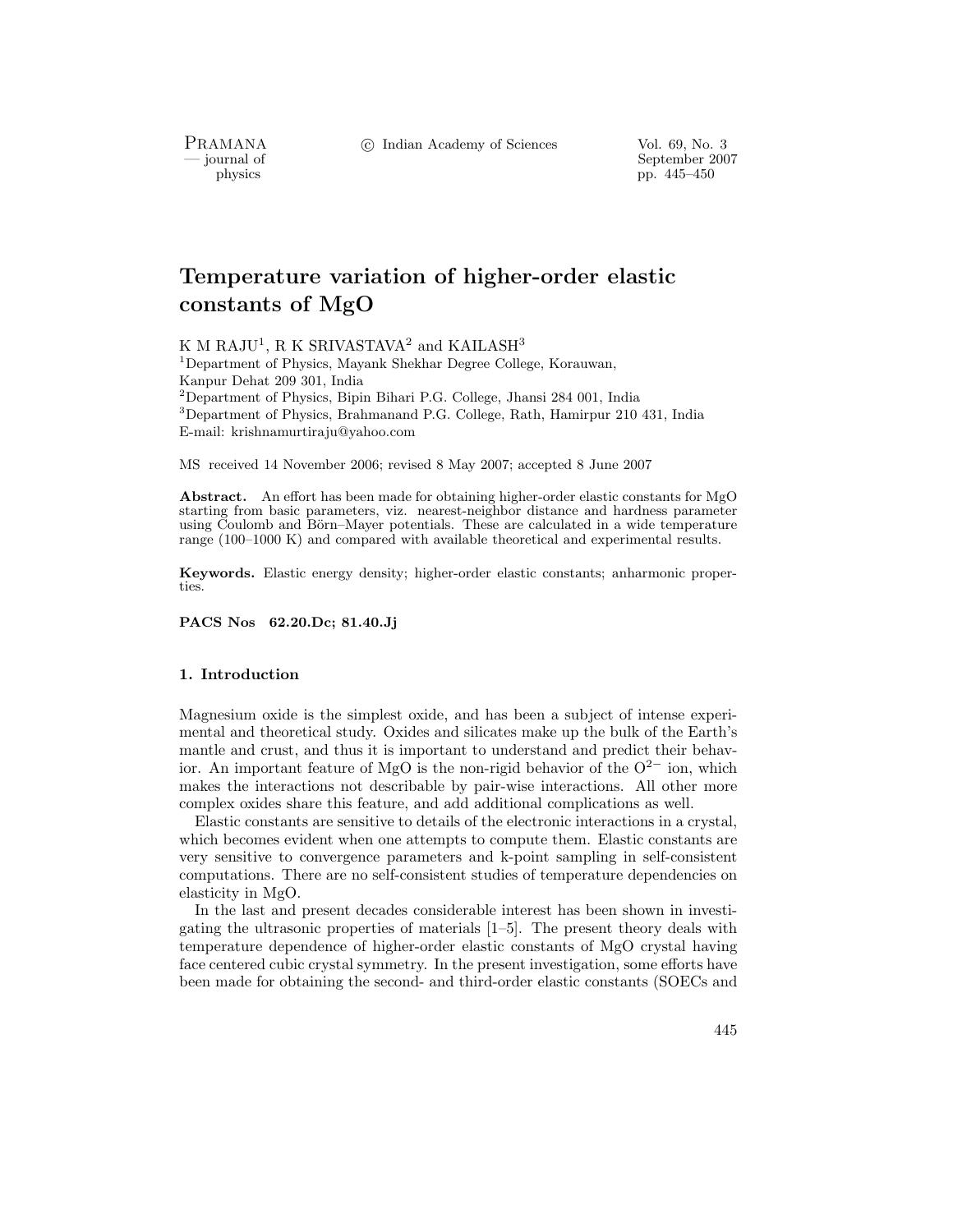# Temperature variation of higher-order elastic constants of MgO

K M RAJU[1], R K SRIVASTAVA[2] and KAILASH[3]

[1]Department of Physics, Mayank Shekhar Degree College, Korauwan, Kanpur Dehat 209 301, India
[2]Department of Physics, Bipin Bihari P.G. College, Jhansi 284 001, India
[3]Department of Physics, Brahmanand P.G. College, Rath, Hamirpur 210 431, India
E-mail: krishnamurtiraju@yahoo.com

MS received 14 November 2006; revised 8 May 2007; accepted 8 June 2007

**Abstract.** An effort has been made for obtaining higher-order elastic constants for MgO starting from basic parameters, viz. nearest-neighbor distance and hardness parameter using Coulomb and Börn–Mayer potentials. These are calculated in a wide temperature range (100–1000 K) and compared with available theoretical and experimental results.

**Keywords.** Elastic energy density; higher-order elastic constants; anharmonic properties.

**PACS Nos** 62.20.Dc; 81.40.Jj

## 1. Introduction

Magnesium oxide is the simplest oxide, and has been a subject of intense experimental and theoretical study. Oxides and silicates make up the bulk of the Earth's mantle and crust, and thus it is important to understand and predict their behavior. An important feature of MgO is the non-rigid behavior of the $O^{2-}$ ion, which makes the interactions not describable by pair-wise interactions. All other more complex oxides share this feature, and add additional complications as well.

Elastic constants are sensitive to details of the electronic interactions in a crystal, which becomes evident when one attempts to compute them. Elastic constants are very sensitive to convergence parameters and k-point sampling in self-consistent computations. There are no self-consistent studies of temperature dependencies on elasticity in MgO.

In the last and present decades considerable interest has been shown in investigating the ultrasonic properties of materials [1–5]. The present theory deals with temperature dependence of higher-order elastic constants of MgO crystal having face centered cubic crystal symmetry. In the present investigation, some efforts have been made for obtaining the second- and third-order elastic constants (SOECs and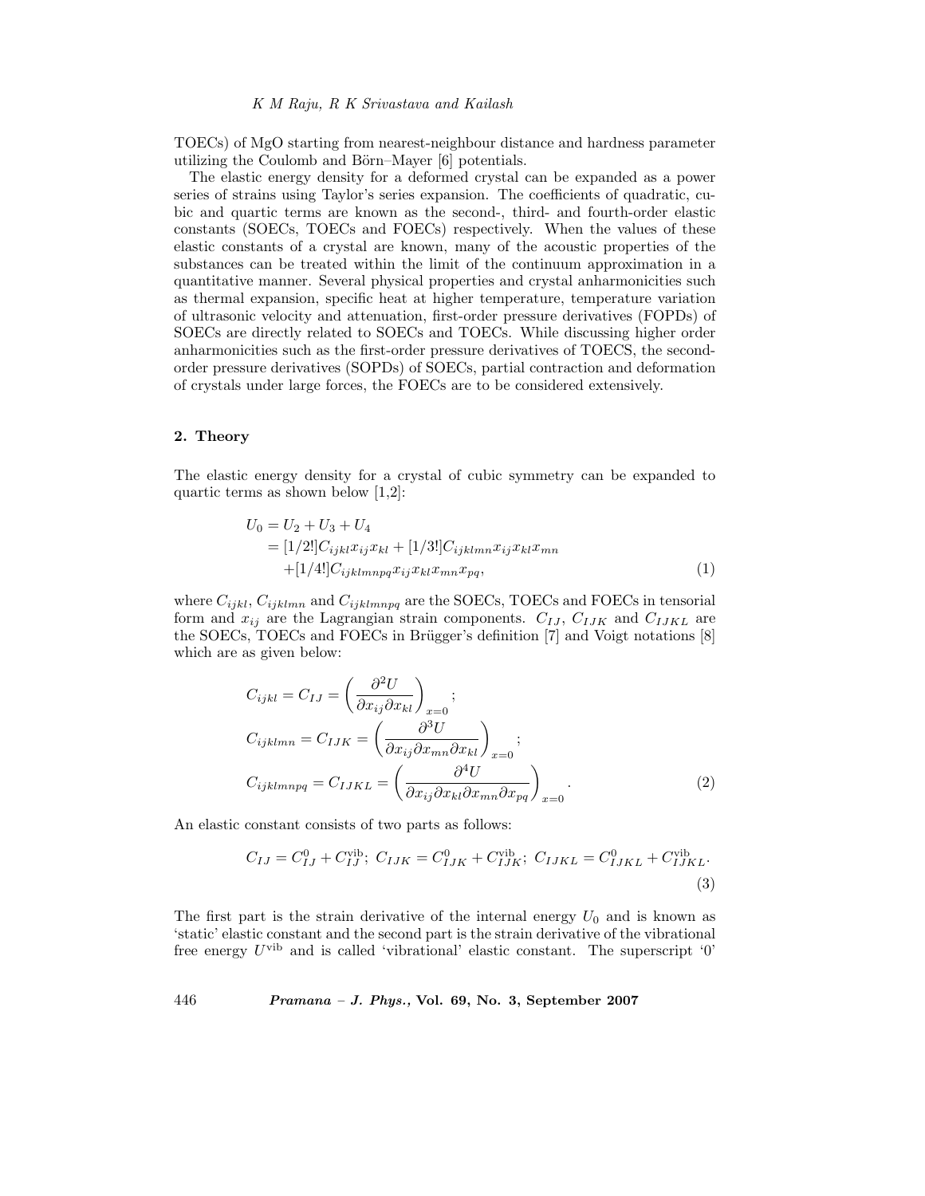TOECs) of MgO starting from nearest-neighbour distance and hardness parameter utilizing the Coulomb and Börn–Mayer [6] potentials.

The elastic energy density for a deformed crystal can be expanded as a power series of strains using Taylor's series expansion. The coefficients of quadratic, cubic and quartic terms are known as the second-, third- and fourth-order elastic constants (SOECs, TOECs and FOECs) respectively. When the values of these elastic constants of a crystal are known, many of the acoustic properties of the substances can be treated within the limit of the continuum approximation in a quantitative manner. Several physical properties and crystal anharmonicities such as thermal expansion, specific heat at higher temperature, temperature variation of ultrasonic velocity and attenuation, first-order pressure derivatives (FOPDs) of SOECs are directly related to SOECs and TOECs. While discussing higher order anharmonicities such as the first-order pressure derivatives of TOECS, the second-order pressure derivatives (SOPDs) of SOECs, partial contraction and deformation of crystals under large forces, the FOECs are to be considered extensively.

## 2. Theory

The elastic energy density for a crystal of cubic symmetry can be expanded to quartic terms as shown below [1,2]:

$$
\begin{aligned}
U_0 &= U_2 + U_3 + U_4 \\
&= [1/2!]C_{ijkl}x_{ij}x_{kl} + [1/3!]C_{ijklmn}x_{ij}x_{kl}x_{mn} \\
&\quad + [1/4!]C_{ijklmnpq}x_{ij}x_{kl}x_{mn}x_{pq},
\end{aligned}
\tag{1}
$$

where $C_{ijkl}$, $C_{ijklmn}$ and $C_{ijklmnpq}$ are the SOECs, TOECs and FOECs in tensorial form and $x_{ij}$ are the Lagrangian strain components. $C_{IJ}$, $C_{IJK}$ and $C_{IJKL}$ are the SOECs, TOECs and FOECs in Brügger's definition [7] and Voigt notations [8] which are as given below:

$$
\begin{aligned}
C_{ijkl} &= C_{IJ} = \left(\frac{\partial^2 U}{\partial x_{ij}\partial x_{kl}}\right)_{x=0}; \\
C_{ijklmn} &= C_{IJK} = \left(\frac{\partial^3 U}{\partial x_{ij}\partial x_{mn}\partial x_{kl}}\right)_{x=0}; \\
C_{ijklmnpq} &= C_{IJKL} = \left(\frac{\partial^4 U}{\partial x_{ij}\partial x_{kl}\partial x_{mn}\partial x_{pq}}\right)_{x=0}.
\end{aligned}
\tag{2}
$$

An elastic constant consists of two parts as follows:

$$
C_{IJ} = C_{IJ}^{0} + C_{IJ}^{\text{vib}};\ C_{IJK} = C_{IJK}^{0} + C_{IJK}^{\text{vib}};\ C_{IJKL} = C_{IJKL}^{0} + C_{IJKL}^{\text{vib}}.
\tag{3}
$$

The first part is the strain derivative of the internal energy $U_0$ and is known as 'static' elastic constant and the second part is the strain derivative of the vibrational free energy $U^{\text{vib}}$ and is called 'vibrational' elastic constant. The superscript '0'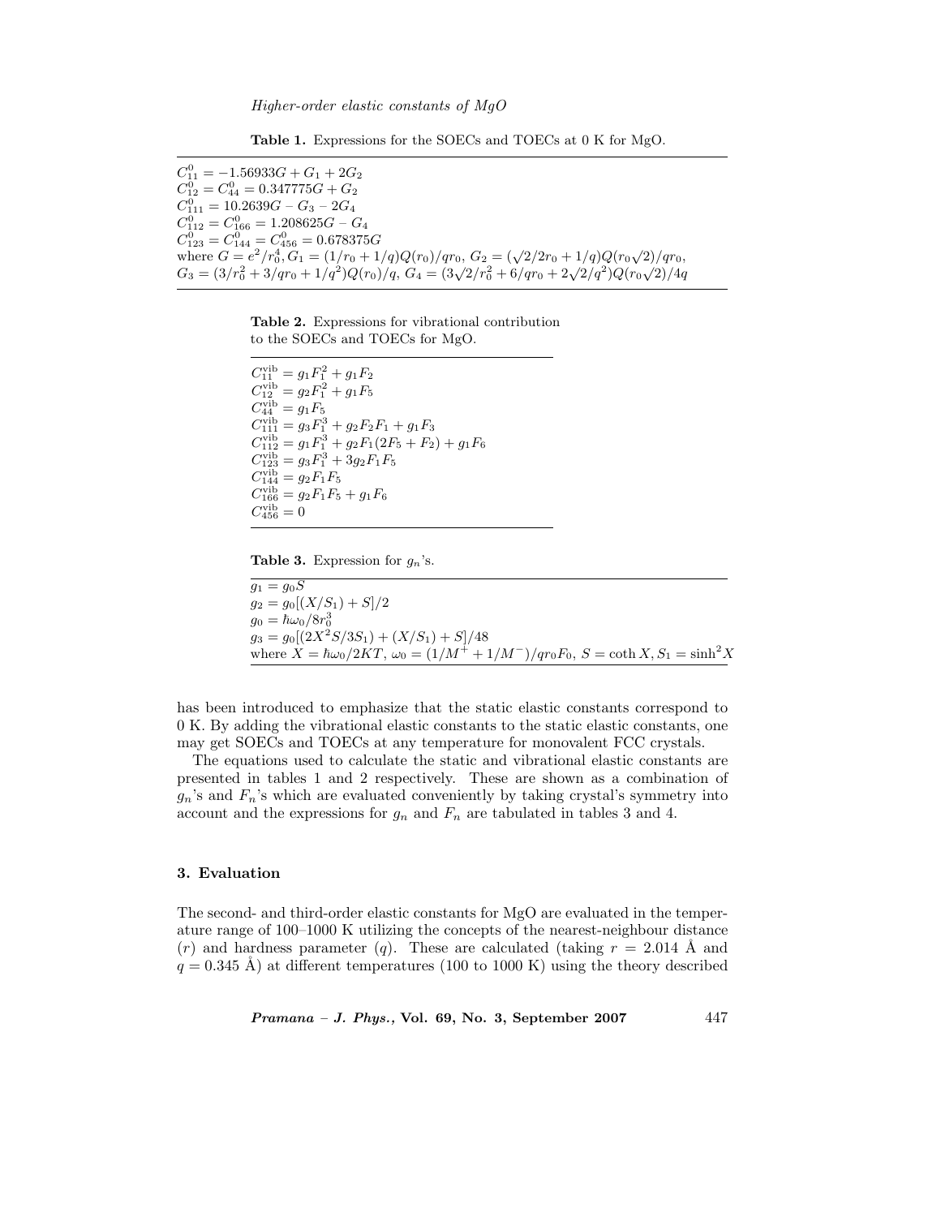**Table 1.** Expressions for the SOECs and TOECs at 0 K for MgO.

| |
|---|
| $C_{11}^0 = -1.56933G + G_1 + 2G_2$ |
| $C_{12}^0 = C_{44}^0 = 0.347775G + G_2$ |
| $C_{111}^0 = 10.2639G - G_3 - 2G_4$ |
| $C_{112}^0 = C_{166}^0 = 1.208625G - G_4$ |
| $C_{123}^0 = C_{144}^0 = C_{456}^0 = 0.678375G$ |
| where $G = e^2/r_0^4, G_1 = (1/r_0 + 1/q)Q(r_0)/qr_0$, $G_2 = (\sqrt{2}/2r_0 + 1/q)Q(r_0\sqrt{2})/qr_0$, |
| $G_3 = (3/r_0^2 + 3/qr_0 + 1/q^2)Q(r_0)/q$, $G_4 = (3\sqrt{2}/r_0^2 + 6/qr_0 + 2\sqrt{2}/q^2)Q(r_0\sqrt{2})/4q$ |

**Table 2.** Expressions for vibrational contribution to the SOECs and TOECs for MgO.

| |
|---|
| $C_{11}^{\text{vib}} = g_1 F_1^2 + g_1 F_2$ |
| $C_{12}^{\text{vib}} = g_2 F_1^2 + g_1 F_5$ |
| $C_{44}^{\text{vib}} = g_1 F_5$ |
| $C_{111}^{\text{vib}} = g_3 F_1^3 + g_2 F_2 F_1 + g_1 F_3$ |
| $C_{112}^{\text{vib}} = g_1 F_1^3 + g_2 F_1 (2F_5 + F_2) + g_1 F_6$ |
| $C_{123}^{\text{vib}} = g_3 F_1^3 + 3g_2 F_1 F_5$ |
| $C_{144}^{\text{vib}} = g_2 F_1 F_5$ |
| $C_{166}^{\text{vib}} = g_2 F_1 F_5 + g_1 F_6$ |
| $C_{456}^{\text{vib}} = 0$ |

**Table 3.** Expression for $g_n$'s.

| |
|---|
| $g_1 = g_0 S$ |
| $g_2 = g_0[(X/S_1) + S]/2$ |
| $g_0 = \hbar\omega_0/8r_0^3$ |
| $g_3 = g_0[(2X^2 S/3S_1) + (X/S_1) + S]/48$ |
| where $X = \hbar\omega_0/2KT$, $\omega_0 = (1/M^+ + 1/M^-)/qr_0 F_0$, $S = \coth X, S_1 = \sinh^2 X$ |

has been introduced to emphasize that the static elastic constants correspond to 0 K. By adding the vibrational elastic constants to the static elastic constants, one may get SOECs and TOECs at any temperature for monovalent FCC crystals.

The equations used to calculate the static and vibrational elastic constants are presented in tables 1 and 2 respectively. These are shown as a combination of $g_n$'s and $F_n$'s which are evaluated conveniently by taking crystal's symmetry into account and the expressions for $g_n$ and $F_n$ are tabulated in tables 3 and 4.

## 3. Evaluation

The second- and third-order elastic constants for MgO are evaluated in the temperature range of 100–1000 K utilizing the concepts of the nearest-neighbour distance ($r$) and hardness parameter ($q$). These are calculated (taking $r = 2.014$ Å and $q = 0.345$ Å) at different temperatures (100 to 1000 K) using the theory described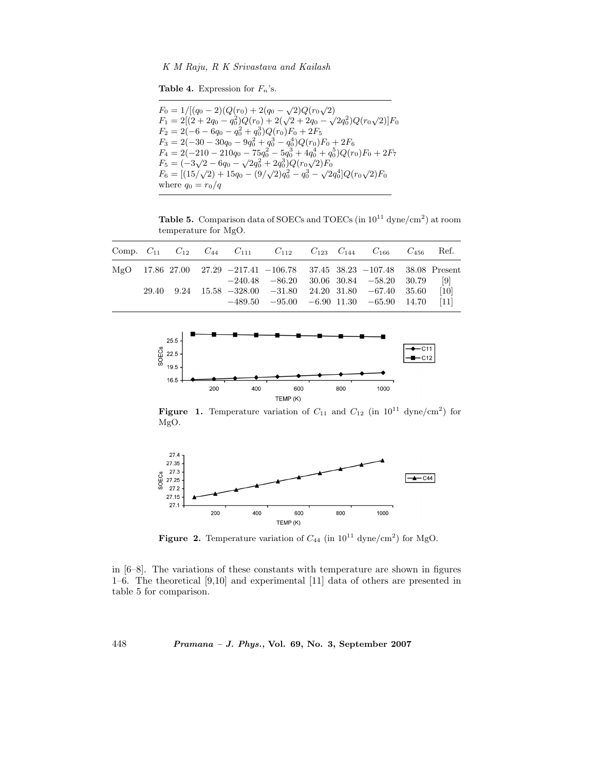**Table 4.** Expression for $F_n$'s.

$$F_0 = 1/[(q_0 - 2)(Q(r_0) + 2(q_0 - \sqrt{2})Q(r_0\sqrt{2})$$
$$F_1 = 2[(2 + 2q_0 - q_0^2)Q(r_0) + 2(\sqrt{2} + 2q_0 - \sqrt{2}q_0^2)Q(r_0\sqrt{2})]F_0$$
$$F_2 = 2(-6 - 6q_0 - q_0^2 + q_0^3)Q(r_0)F_0 + 2F_5$$
$$F_3 = 2(-30 - 30q_0 - 9q_0^2 + q_0^3 - q_0^4)Q(r_0)F_0 + 2F_6$$
$$F_4 = 2(-210 - 210q_0 - 75q_0^2 - 5q_0^3 + 4q_0^4 + q_0^5)Q(r_0)F_0 + 2F_7$$
$$F_5 = (-3\sqrt{2} - 6q_0 - \sqrt{2}q_0^2 + 2q_0^3)Q(r_0\sqrt{2})F_0$$
$$F_6 = [(15/\sqrt{2}) + 15q_0 - (9/\sqrt{2})q_0^2 - q_0^3 - \sqrt{2}q_0^4]Q(r_0\sqrt{2})F_0$$

where $q_0 = r_0/q$

**Table 5.** Comparison data of SOECs and TOECs (in $10^{11}$ dyne/cm$^2$) at room temperature for MgO.

| Comp. | $C_{11}$ | $C_{12}$ | $C_{44}$ | $C_{111}$ | $C_{112}$ | $C_{123}$ | $C_{144}$ | $C_{166}$ | $C_{456}$ | Ref. |
|---|---|---|---|---|---|---|---|---|---|---|
| MgO | 17.86 | 27.00 | 27.29 | −217.41 | −106.78 | 37.45 | 38.23 | −107.48 | 38.08 | Present |
| | | | | −240.48 | −86.20 | 30.06 | 30.84 | −58.20 | 30.79 | [9] |
| | 29.40 | 9.24 | 15.58 | −328.00 | −31.80 | 24.20 | 31.80 | −67.40 | 35.60 | [10] |
| | | | | −489.50 | −95.00 | −6.90 | 11.30 | −65.90 | 14.70 | [11] |

**Figure 1.** Temperature variation of $C_{11}$ and $C_{12}$ (in $10^{11}$ dyne/cm$^2$) for MgO.

**Figure 2.** Temperature variation of $C_{44}$ (in $10^{11}$ dyne/cm$^2$) for MgO.

in [6–8]. The variations of these constants with temperature are shown in figures 1–6. The theoretical [9,10] and experimental [11] data of others are presented in table 5 for comparison.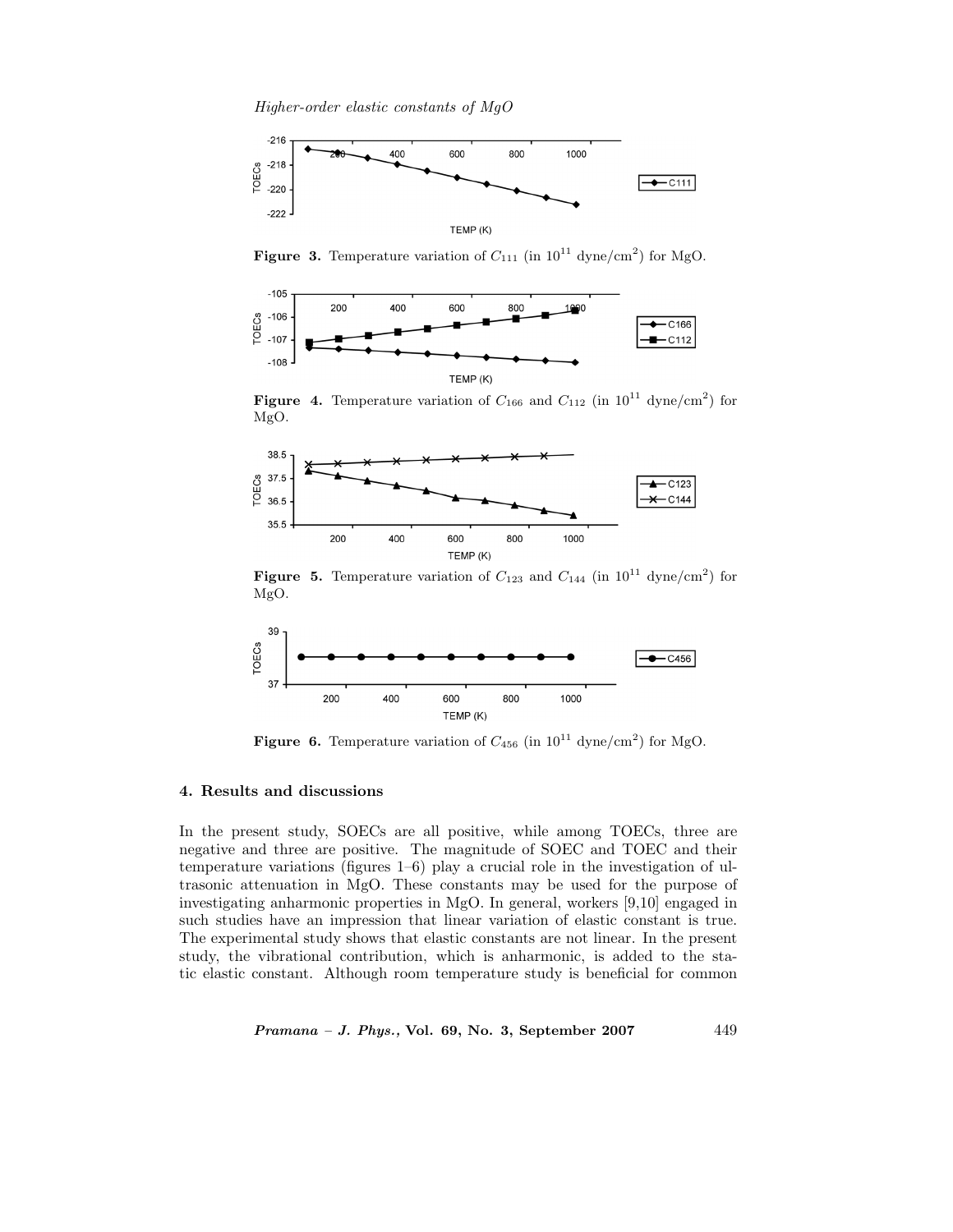**Figure 3.** Temperature variation of $C_{111}$ (in $10^{11}$ dyne/cm$^2$) for MgO.

**Figure 4.** Temperature variation of $C_{166}$ and $C_{112}$ (in $10^{11}$ dyne/cm$^2$) for MgO.

**Figure 5.** Temperature variation of $C_{123}$ and $C_{144}$ (in $10^{11}$ dyne/cm$^2$) for MgO.

**Figure 6.** Temperature variation of $C_{456}$ (in $10^{11}$ dyne/cm$^2$) for MgO.

## 4. Results and discussions

In the present study, SOECs are all positive, while among TOECs, three are negative and three are positive. The magnitude of SOEC and TOEC and their temperature variations (figures 1–6) play a crucial role in the investigation of ultrasonic attenuation in MgO. These constants may be used for the purpose of investigating anharmonic properties in MgO. In general, workers [9,10] engaged in such studies have an impression that linear variation of elastic constant is true. The experimental study shows that elastic constants are not linear. In the present study, the vibrational contribution, which is anharmonic, is added to the static elastic constant. Although room temperature study is beneficial for common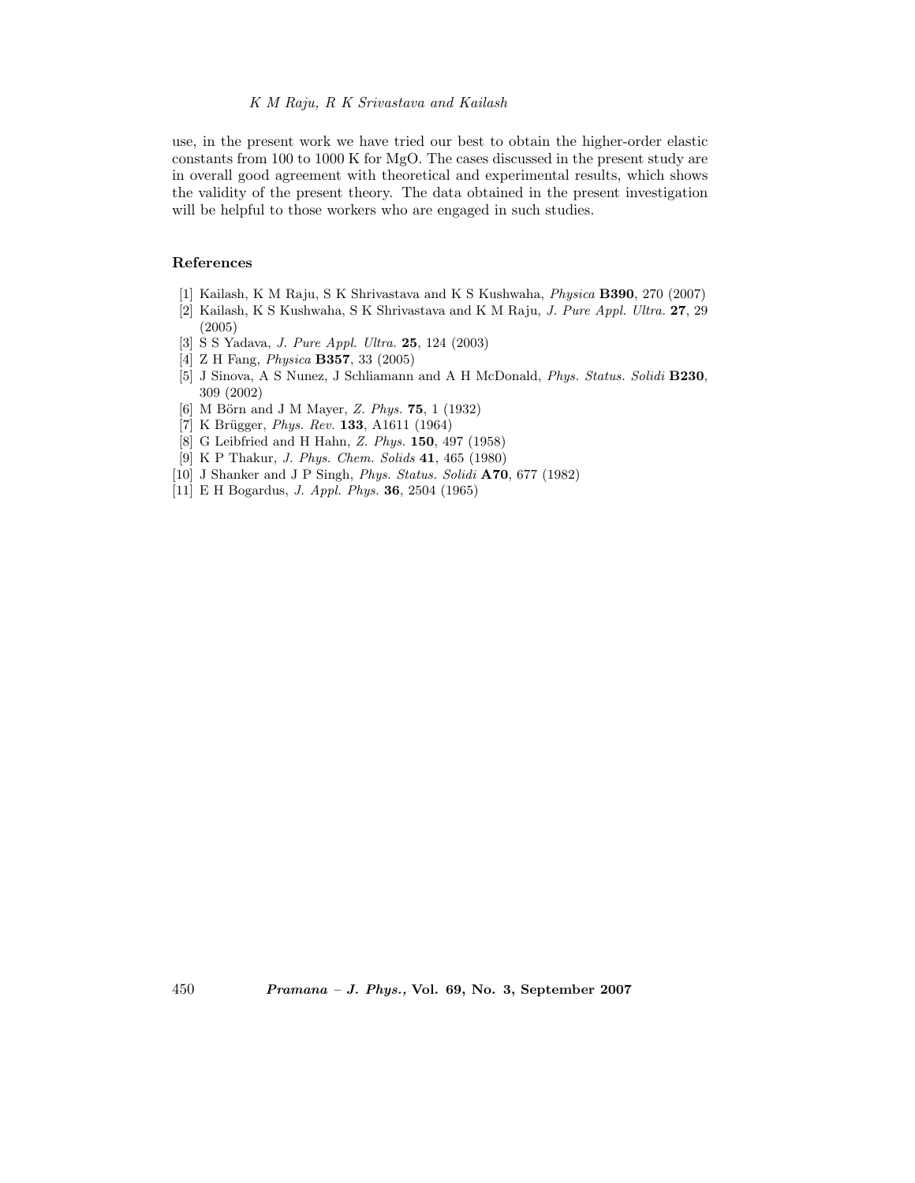use, in the present work we have tried our best to obtain the higher-order elastic constants from 100 to 1000 K for MgO. The cases discussed in the present study are in overall good agreement with theoretical and experimental results, which shows the validity of the present theory. The data obtained in the present investigation will be helpful to those workers who are engaged in such studies.

## References

[1] Kailash, K M Raju, S K Shrivastava and K S Kushwaha, *Physica* **B390**, 270 (2007)
[2] Kailash, K S Kushwaha, S K Shrivastava and K M Raju, *J. Pure Appl. Ultra.* **27**, 29 (2005)
[3] S S Yadava, *J. Pure Appl. Ultra.* **25**, 124 (2003)
[4] Z H Fang, *Physica* **B357**, 33 (2005)
[5] J Sinova, A S Nunez, J Schliamann and A H McDonald, *Phys. Status. Solidi* **B230**, 309 (2002)
[6] M Börn and J M Mayer, *Z. Phys.* **75**, 1 (1932)
[7] K Brügger, *Phys. Rev.* **133**, A1611 (1964)
[8] G Leibfried and H Hahn, *Z. Phys.* **150**, 497 (1958)
[9] K P Thakur, *J. Phys. Chem. Solids* **41**, 465 (1980)
[10] J Shanker and J P Singh, *Phys. Status. Solidi* **A70**, 677 (1982)
[11] E H Bogardus, *J. Appl. Phys.* **36**, 2504 (1965)